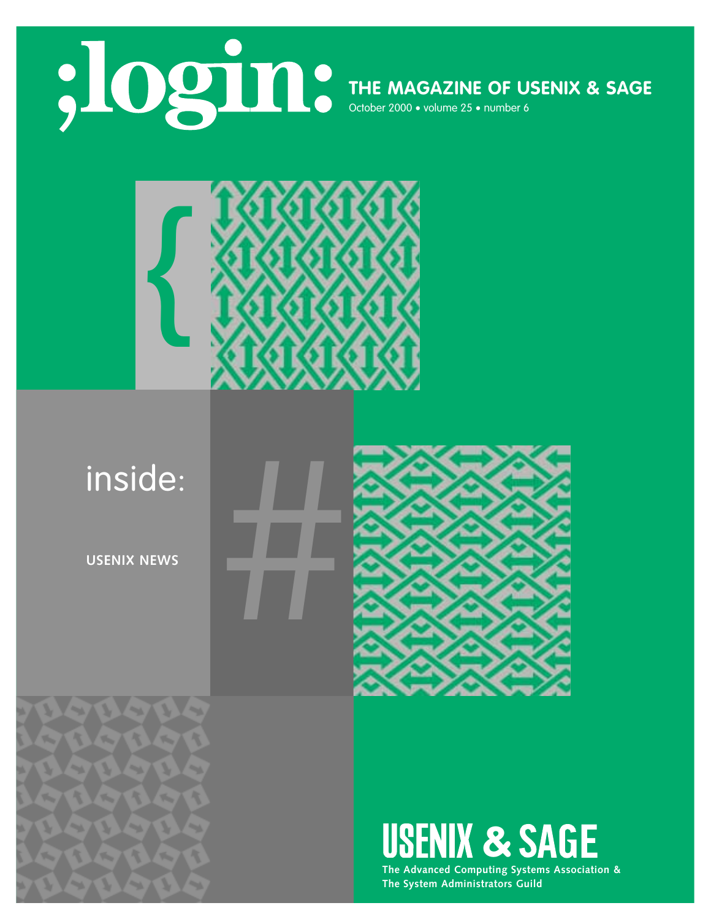# ;login:

**THE MAGAZINE OF USENIX & SAGE**

October 2000 • volume 25 • number 6

inside:

**USENIX NEWS**

# USENIX & SAGE

**The Advanced Computing Systems Association &**
**The System Administrators Guild**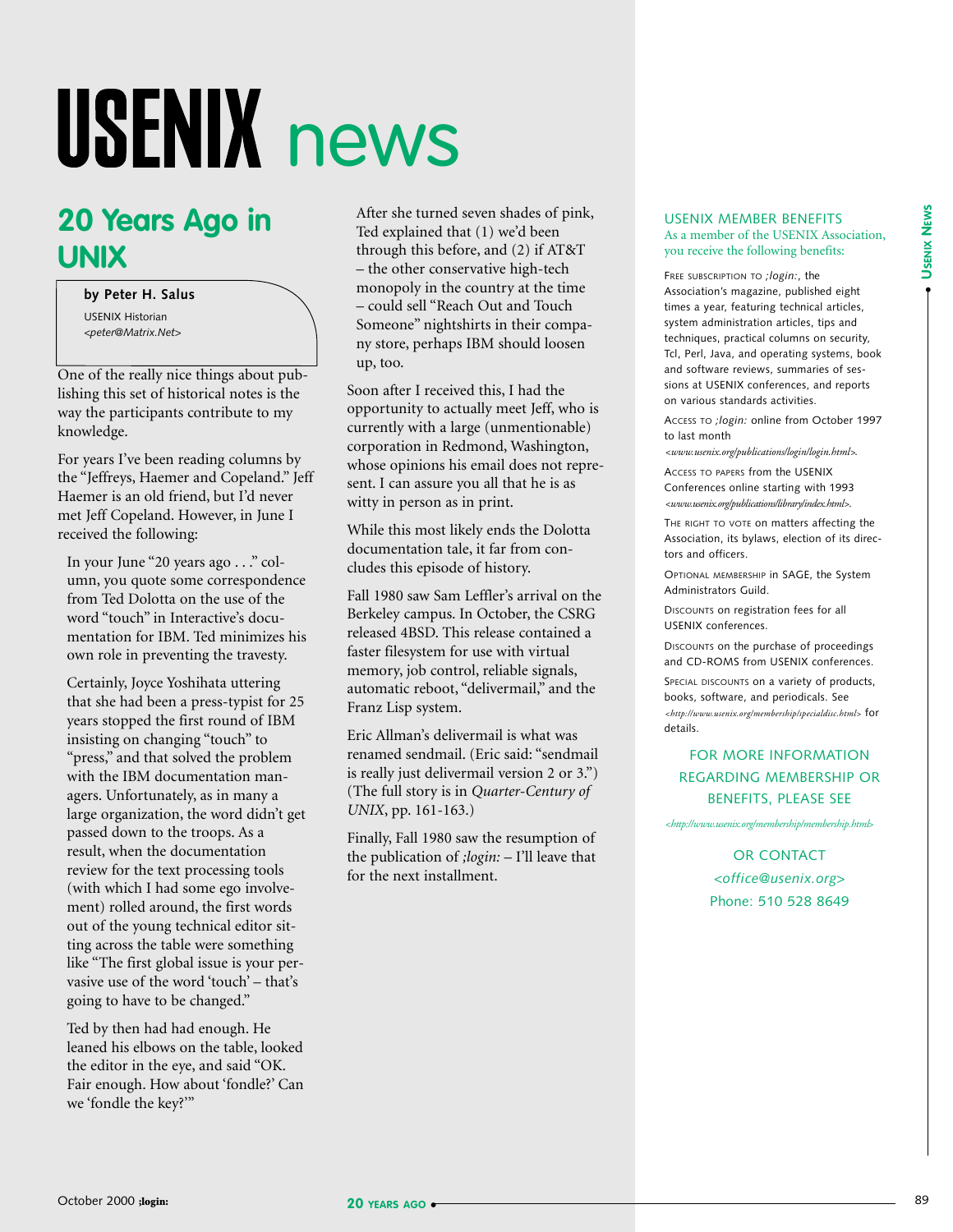# USENIX news

## 20 Years Ago in UNIX

**by Peter H. Salus**

USENIX Historian

*<peter@Matrix.Net>*

One of the really nice things about publishing this set of historical notes is the way the participants contribute to my knowledge.

For years I've been reading columns by the "Jeffreys, Haemer and Copeland." Jeff Haemer is an old friend, but I'd never met Jeff Copeland. However, in June I received the following:

> In your June "20 years ago . . ." column, you quote some correspondence from Ted Dolotta on the use of the word "touch" in Interactive's documentation for IBM. Ted minimizes his own role in preventing the travesty.
>
> Certainly, Joyce Yoshihata uttering that she had been a press-typist for 25 years stopped the first round of IBM insisting on changing "touch" to "press," and that solved the problem with the IBM documentation managers. Unfortunately, as in many a large organization, the word didn't get passed down to the troops. As a result, when the documentation review for the text processing tools (with which I had some ego involvement) rolled around, the first words out of the young technical editor sitting across the table were something like "The first global issue is your pervasive use of the word 'touch' – that's going to have to be changed."
>
> Ted by then had had enough. He leaned his elbows on the table, looked the editor in the eye, and said "OK. Fair enough. How about 'fondle?' Can we 'fondle the key?'"
>
> After she turned seven shades of pink, Ted explained that (1) we'd been through this before, and (2) if AT&T – the other conservative high-tech monopoly in the country at the time – could sell "Reach Out and Touch Someone" nightshirts in their company store, perhaps IBM should loosen up, too.

Soon after I received this, I had the opportunity to actually meet Jeff, who is currently with a large (unmentionable) corporation in Redmond, Washington, whose opinions his email does not represent. I can assure you all that he is as witty in person as in print.

While this most likely ends the Dolotta documentation tale, it far from concludes this episode of history.

Fall 1980 saw Sam Leffler's arrival on the Berkeley campus. In October, the CSRG released 4BSD. This release contained a faster filesystem for use with virtual memory, job control, reliable signals, automatic reboot, "delivermail," and the Franz Lisp system.

Eric Allman's delivermail is what was renamed sendmail. (Eric said: "sendmail is really just delivermail version 2 or 3.") (The full story is in *Quarter-Century of UNIX*, pp. 161-163.)

Finally, Fall 1980 saw the resumption of the publication of *;login:* – I'll leave that for the next installment.

---

### USENIX MEMBER BENEFITS

As a member of the USENIX Association, you receive the following benefits:

FREE SUBSCRIPTION TO *;login:*, the Association's magazine, published eight times a year, featuring technical articles, system administration articles, tips and techniques, practical columns on security, Tcl, Perl, Java, and operating systems, book and software reviews, summaries of sessions at USENIX conferences, and reports on various standards activities.

ACCESS TO *;login:* online from October 1997 to last month *<www.usenix.org/publications/login/login.html>*.

ACCESS TO PAPERS from the USENIX Conferences online starting with 1993 *<www.usenix.org/publications/library/index.html>*.

THE RIGHT TO VOTE on matters affecting the Association, its bylaws, election of its directors and officers.

OPTIONAL MEMBERSHIP in SAGE, the System Administrators Guild.

DISCOUNTS on registration fees for all USENIX conferences.

DISCOUNTS on the purchase of proceedings and CD-ROMS from USENIX conferences.

SPECIAL DISCOUNTS on a variety of products, books, software, and periodicals. See *<http://www.usenix.org/membership/specialdisc.html>* for details.

FOR MORE INFORMATION REGARDING MEMBERSHIP OR BENEFITS, PLEASE SEE

*<http://www.usenix.org/membership/membership.html>*

OR CONTACT

*<office@usenix.org>*

Phone: 510 528 8649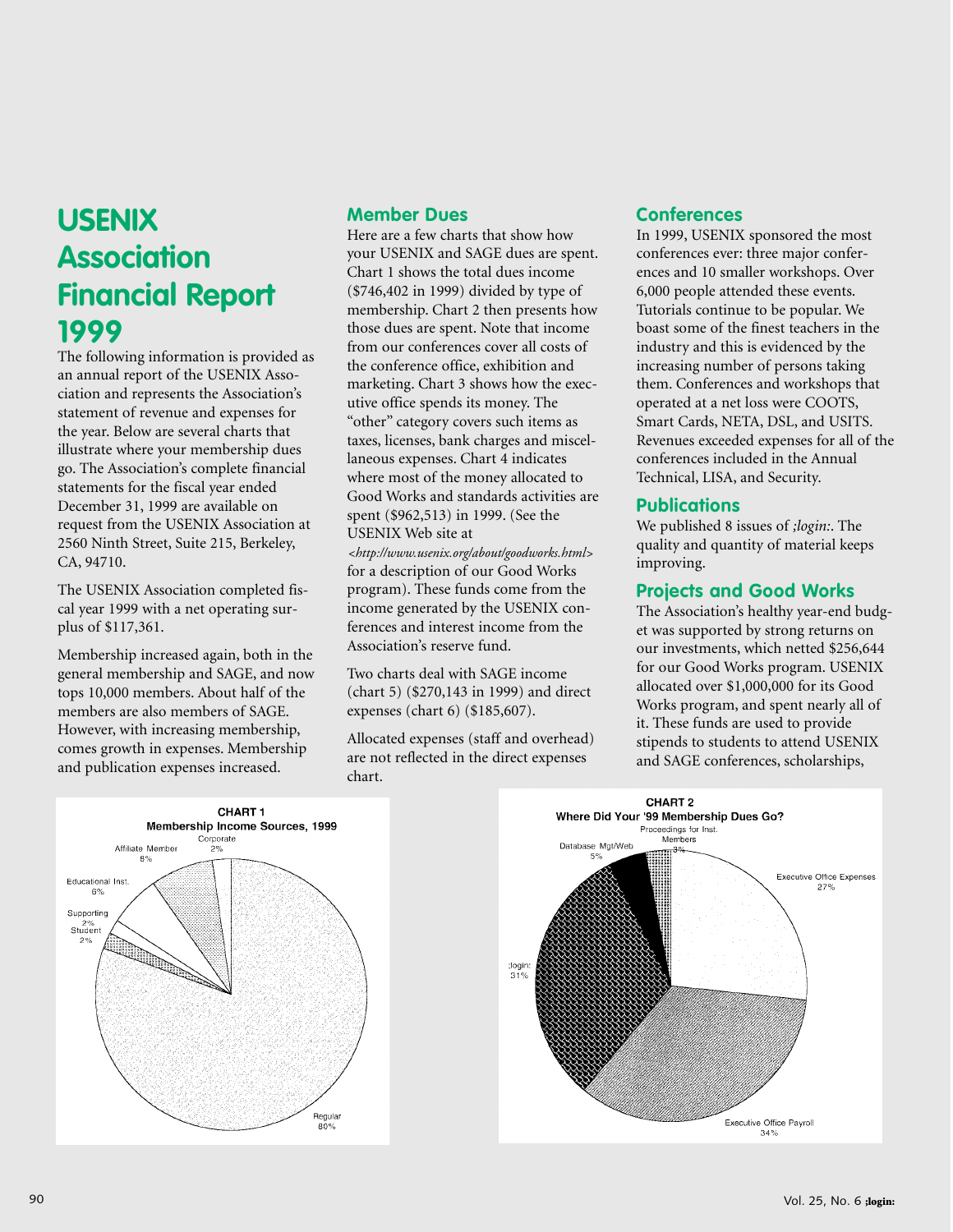# USENIX Association Financial Report 1999

The following information is provided as an annual report of the USENIX Association and represents the Association's statement of revenue and expenses for the year. Below are several charts that illustrate where your membership dues go. The Association's complete financial statements for the fiscal year ended December 31, 1999 are available on request from the USENIX Association at 2560 Ninth Street, Suite 215, Berkeley, CA, 94710.

The USENIX Association completed fiscal year 1999 with a net operating surplus of $117,361.

Membership increased again, both in the general membership and SAGE, and now tops 10,000 members. About half of the members are also members of SAGE. However, with increasing membership, comes growth in expenses. Membership and publication expenses increased.

## Member Dues

Here are a few charts that show how your USENIX and SAGE dues are spent. Chart 1 shows the total dues income ($746,402 in 1999) divided by type of membership. Chart 2 then presents how those dues are spent. Note that income from our conferences cover all costs of the conference office, exhibition and marketing. Chart 3 shows how the executive office spends its money. The "other" category covers such items as taxes, licenses, bank charges and miscellaneous expenses. Chart 4 indicates where most of the money allocated to Good Works and standards activities are spent ($962,513) in 1999. (See the USENIX Web site at *<http://www.usenix.org/about/goodworks.html>* for a description of our Good Works program). These funds come from the income generated by the USENIX conferences and interest income from the Association's reserve fund.

Two charts deal with SAGE income (chart 5) ($270,143 in 1999) and direct expenses (chart 6) ($185,607).

Allocated expenses (staff and overhead) are not reflected in the direct expenses chart.

## Conferences

In 1999, USENIX sponsored the most conferences ever: three major conferences and 10 smaller workshops. Over 6,000 people attended these events. Tutorials continue to be popular. We boast some of the finest teachers in the industry and this is evidenced by the increasing number of persons taking them. Conferences and workshops that operated at a net loss were COOTS, Smart Cards, NETA, DSL, and USITS. Revenues exceeded expenses for all of the conferences included in the Annual Technical, LISA, and Security.

## Publications

We published 8 issues of *;login:*. The quality and quantity of material keeps improving.

## Projects and Good Works

The Association's healthy year-end budget was supported by strong returns on our investments, which netted $256,644 for our Good Works program. USENIX allocated over $1,000,000 for its Good Works program, and spent nearly all of it. These funds are used to provide stipends to students to attend USENIX and SAGE conferences, scholarships,

**CHART 1**
**Membership Income Sources, 1999**

| Source | Percent |
|---|---|
| Regular | 80% |
| Affiliate Member | 8% |
| Educational Inst. | 6% |
| Corporate | 2% |
| Supporting | 2% |
| Student | 2% |

**CHART 2**
**Where Did Your '99 Membership Dues Go?**

| Category | Percent |
|---|---|
| Executive Office Payroll | 34% |
| ;login: | 31% |
| Executive Office Expenses | 27% |
| Database Mgt/Web | 5% |
| Proceedings for Inst. Members | 3% |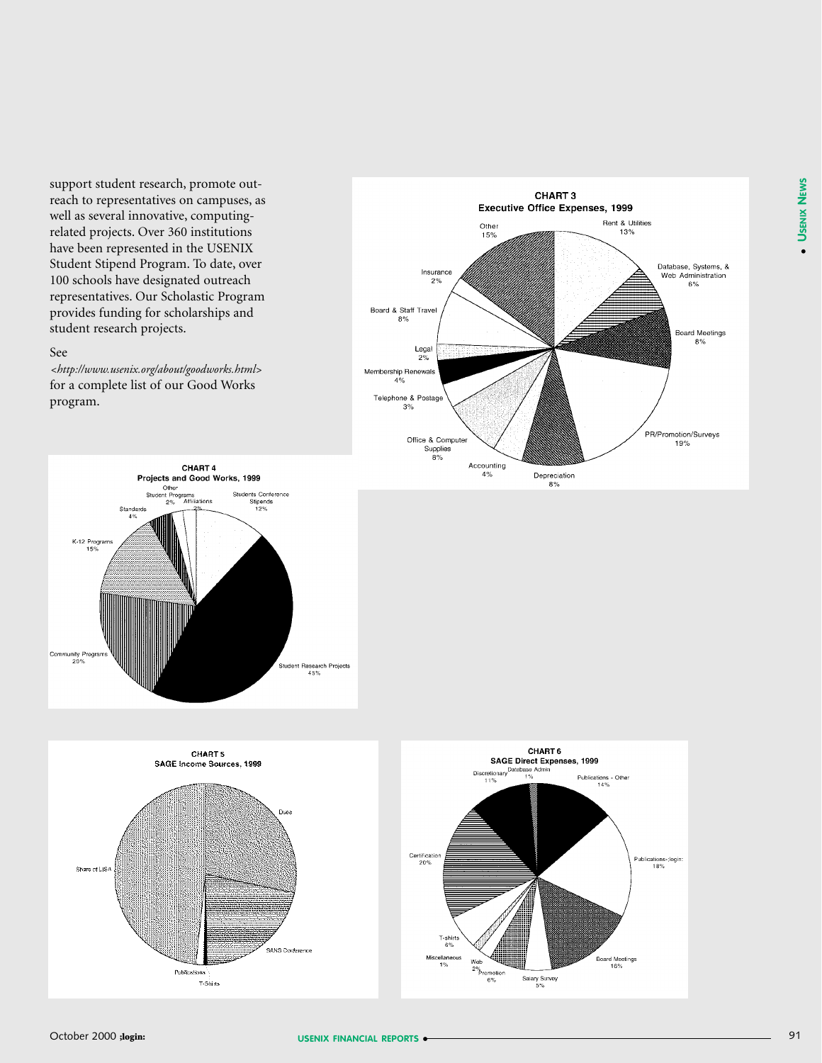support student research, promote outreach to representatives on campuses, as well as several innovative, computing-related projects. Over 360 institutions have been represented in the USENIX Student Stipend Program. To date, over 100 schools have designated outreach representatives. Our Scholastic Program provides funding for scholarships and student research projects.

See *<http://www.usenix.org/about/goodworks.html>* for a complete list of our Good Works program.

**CHART 3**
**Executive Office Expenses, 1999**

Rent & Utilities 13%
Database, Systems, & Web Administration 6%
Board Meetings 8%
PR/Promotion/Surveys 19%
Depreciation 8%
Accounting 4%
Office & Computer Supplies 8%
Telephone & Postage 3%
Membership Renewals 4%
Legal 2%
Board & Staff Travel 8%
Insurance 2%
Other 15%

**CHART 4**
**Projects and Good Works, 1999**

Students Conference Stipends 12%
Student Research Projects 45%
Community Programs 20%
K-12 Programs 15%
Standards 4%
Other Student Programs 2%
Affiliations 2%

**CHART 5**
**SAGE Income Sources, 1999**

Dues
SANS Conference
T-Shirts
Publications
Share of LISA

**CHART 6**
**SAGE Direct Expenses, 1999**

Database Admin 1%
Publications - Other 14%
Publications-;login: 18%
Board Meetings 16%
Salary Survey 5%
Promotion 6%
Web 2%
Miscellaneous 1%
T-shirts 6%
Certification 20%
Discretionary 11%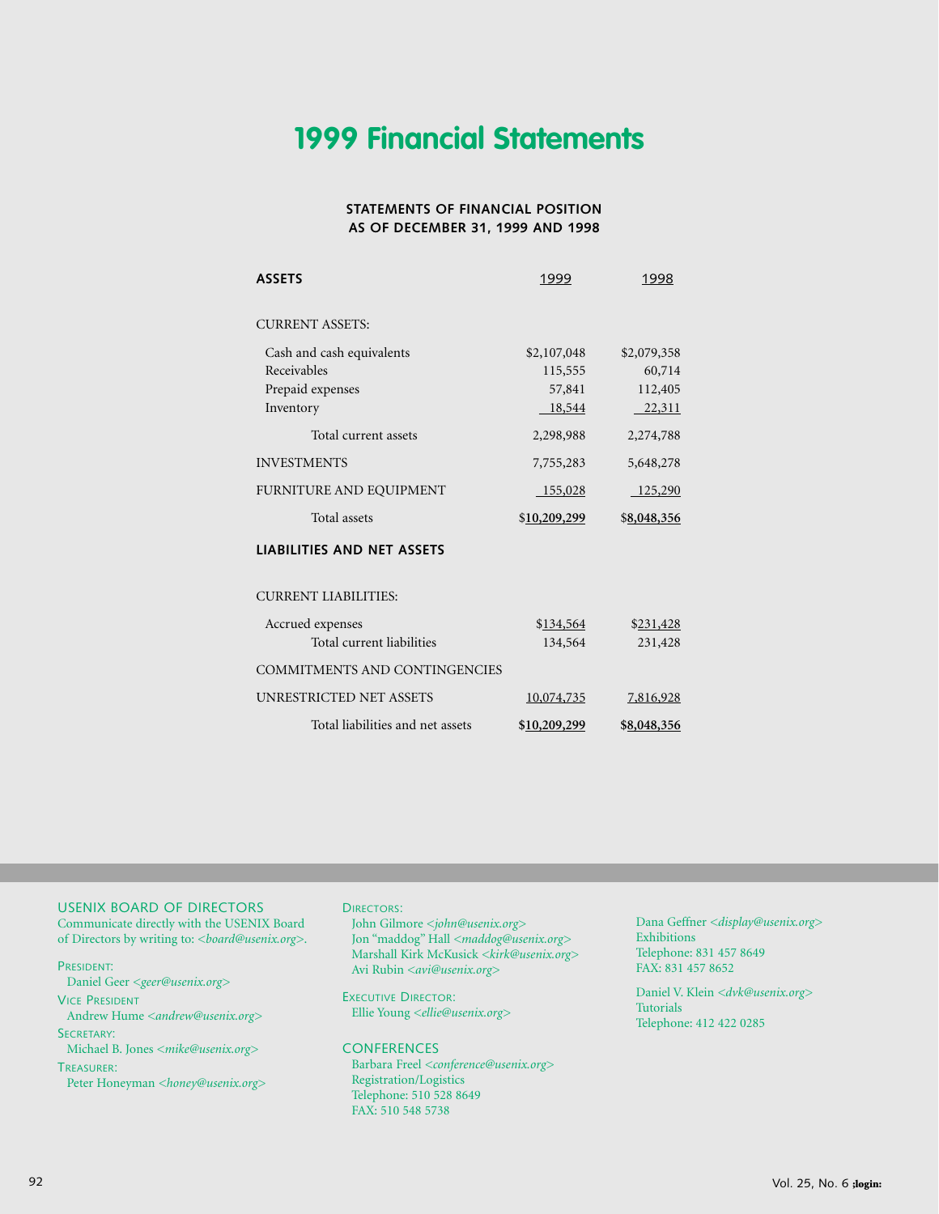# 1999 Financial Statements

### STATEMENTS OF FINANCIAL POSITION AS OF DECEMBER 31, 1999 AND 1998

| ASSETS | 1999 | 1998 |
|---|---|---|
| CURRENT ASSETS: | | |
| Cash and cash equivalents | $2,107,048 | $2,079,358 |
| Receivables | 115,555 | 60,714 |
| Prepaid expenses | 57,841 | 112,405 |
| Inventory | 18,544 | 22,311 |
| Total current assets | 2,298,988 | 2,274,788 |
| INVESTMENTS | 7,755,283 | 5,648,278 |
| FURNITURE AND EQUIPMENT | 155,028 | 125,290 |
| Total assets | $10,209,299 | $8,048,356 |
| **LIABILITIES AND NET ASSETS** | | |
| CURRENT LIABILITIES: | | |
| Accrued expenses | $134,564 | $231,428 |
| Total current liabilities | 134,564 | 231,428 |
| COMMITMENTS AND CONTINGENCIES | | |
| UNRESTRICTED NET ASSETS | 10,074,735 | 7,816,928 |
| Total liabilities and net assets | **$10,209,299** | **$8,048,356** |

USENIX BOARD OF DIRECTORS
Communicate directly with the USENIX Board of Directors by writing to: <*board@usenix.org*>.

PRESIDENT:
Daniel Geer <*geer@usenix.org*>

VICE PRESIDENT
Andrew Hume <*andrew@usenix.org*>

SECRETARY:
Michael B. Jones <*mike@usenix.org*>

TREASURER:
Peter Honeyman <*honey@usenix.org*>

DIRECTORS:
John Gilmore <*john@usenix.org*>
Jon "maddog" Hall <*maddog@usenix.org*>
Marshall Kirk McKusick <*kirk@usenix.org*>
Avi Rubin <*avi@usenix.org*>

EXECUTIVE DIRECTOR:
Ellie Young <*ellie@usenix.org*>

CONFERENCES
Barbara Freel <*conference@usenix.org*>
Registration/Logistics
Telephone: 510 528 8649
FAX: 510 548 5738

Dana Geffner <*display@usenix.org*>
Exhibitions
Telephone: 831 457 8649
FAX: 831 457 8652

Daniel V. Klein <*dvk@usenix.org*>
Tutorials
Telephone: 412 422 0285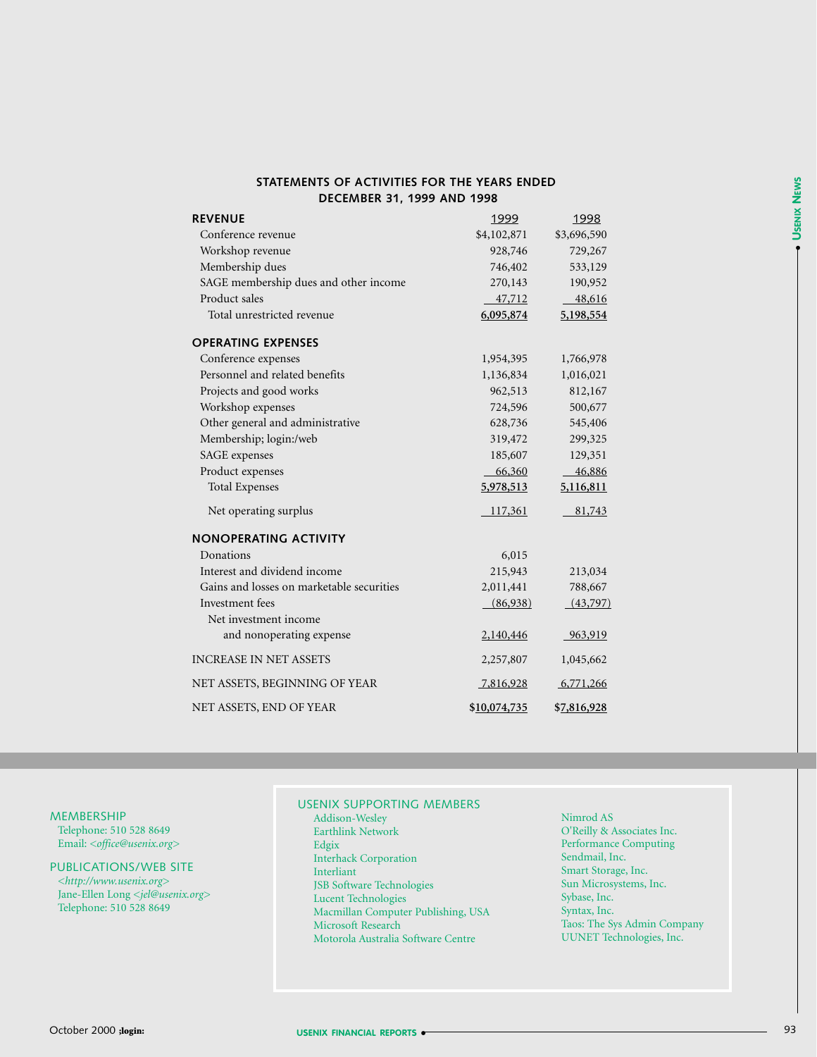### STATEMENTS OF ACTIVITIES FOR THE YEARS ENDED DECEMBER 31, 1999 AND 1998

| | 1999 | 1998 |
|---|---|---|
| **REVENUE** | | |
| Conference revenue | $4,102,871 | $3,696,590 |
| Workshop revenue | 928,746 | 729,267 |
| Membership dues | 746,402 | 533,129 |
| SAGE membership dues and other income | 270,143 | 190,952 |
| Product sales | 47,712 | 48,616 |
| Total unrestricted revenue | **6,095,874** | **5,198,554** |
| **OPERATING EXPENSES** | | |
| Conference expenses | 1,954,395 | 1,766,978 |
| Personnel and related benefits | 1,136,834 | 1,016,021 |
| Projects and good works | 962,513 | 812,167 |
| Workshop expenses | 724,596 | 500,677 |
| Other general and administrative | 628,736 | 545,406 |
| Membership; login:/web | 319,472 | 299,325 |
| SAGE expenses | 185,607 | 129,351 |
| Product expenses | 66,360 | 46,886 |
| Total Expenses | **5,978,513** | **5,116,811** |
| Net operating surplus | 117,361 | 81,743 |
| **NONOPERATING ACTIVITY** | | |
| Donations | 6,015 | |
| Interest and dividend income | 215,943 | 213,034 |
| Gains and losses on marketable securities | 2,011,441 | 788,667 |
| Investment fees | (86,938) | (43,797) |
| Net investment income and nonoperating expense | 2,140,446 | 963,919 |
| INCREASE IN NET ASSETS | 2,257,807 | 1,045,662 |
| NET ASSETS, BEGINNING OF YEAR | 7,816,928 | 6,771,266 |
| NET ASSETS, END OF YEAR | **$10,074,735** | **$7,816,928** |

MEMBERSHIP
Telephone: 510 528 8649
Email: <*office@usenix.org*>

PUBLICATIONS/WEB SITE
<*http://www.usenix.org*>
Jane-Ellen Long <*jel@usenix.org*>
Telephone: 510 528 8649

USENIX SUPPORTING MEMBERS

- Addison-Wesley
- Earthlink Network
- Edgix
- Interhack Corporation
- Interliant
- JSB Software Technologies
- Lucent Technologies
- Macmillan Computer Publishing, USA
- Microsoft Research
- Motorola Australia Software Centre
- Nimrod AS
- O'Reilly & Associates Inc.
- Performance Computing
- Sendmail, Inc.
- Smart Storage, Inc.
- Sun Microsystems, Inc.
- Sybase, Inc.
- Syntax, Inc.
- Taos: The Sys Admin Company
- UUNET Technologies, Inc.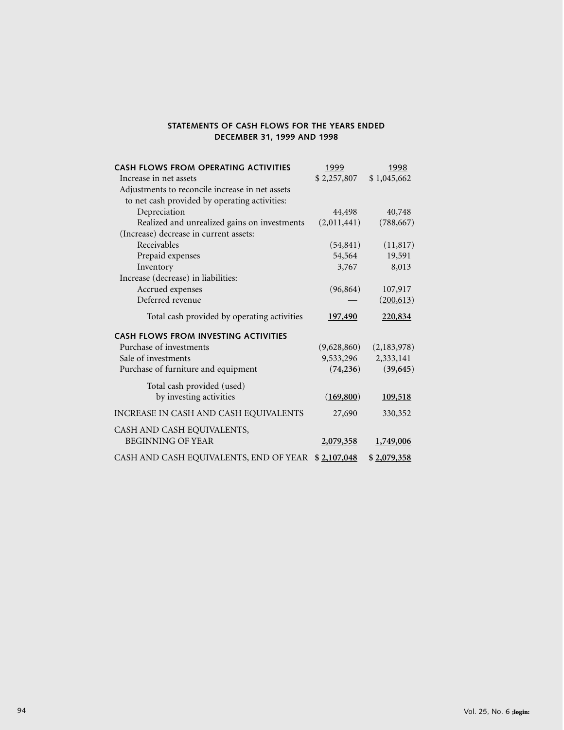## STATEMENTS OF CASH FLOWS FOR THE YEARS ENDED DECEMBER 31, 1999 AND 1998

| CASH FLOWS FROM OPERATING ACTIVITIES | 1999 | 1998 |
|---|---|---|
| Increase in net assets | $ 2,257,807 | $ 1,045,662 |
| Adjustments to reconcile increase in net assets to net cash provided by operating activities: | | |
| Depreciation | 44,498 | 40,748 |
| Realized and unrealized gains on investments | (2,011,441) | (788,667) |
| (Increase) decrease in current assets: | | |
| Receivables | (54,841) | (11,817) |
| Prepaid expenses | 54,564 | 19,591 |
| Inventory | 3,767 | 8,013 |
| Increase (decrease) in liabilities: | | |
| Accrued expenses | (96,864) | 107,917 |
| Deferred revenue | — | (200,613) |
| Total cash provided by operating activities | 197,490 | 220,834 |
| **CASH FLOWS FROM INVESTING ACTIVITIES** | | |
| Purchase of investments | (9,628,860) | (2,183,978) |
| Sale of investments | 9,533,296 | 2,333,141 |
| Purchase of furniture and equipment | (74,236) | (39,645) |
| Total cash provided (used) by investing activities | (169,800) | 109,518 |
| INCREASE IN CASH AND CASH EQUIVALENTS | 27,690 | 330,352 |
| CASH AND CASH EQUIVALENTS, BEGINNING OF YEAR | 2,079,358 | 1,749,006 |
| CASH AND CASH EQUIVALENTS, END OF YEAR | $ 2,107,048 | $ 2,079,358 |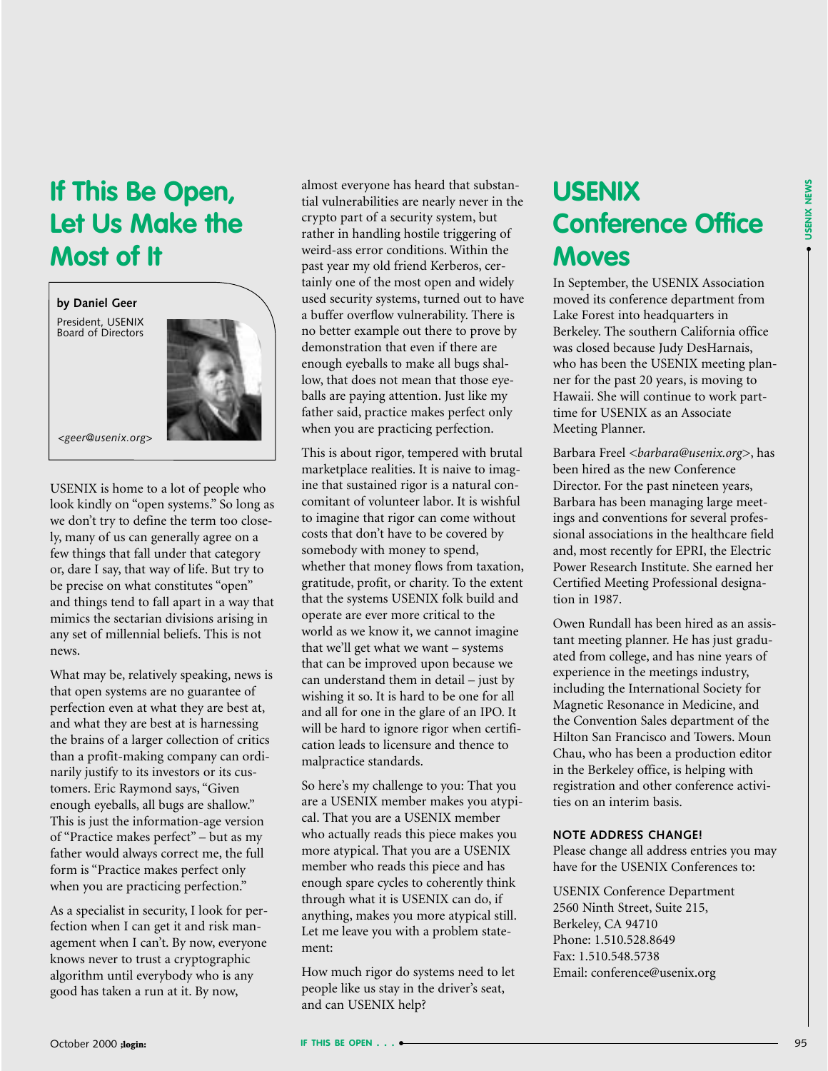# If This Be Open, Let Us Make the Most of It

**by Daniel Geer**

President, USENIX Board of Directors

*<geer@usenix.org>*

USENIX is home to a lot of people who look kindly on "open systems." So long as we don't try to define the term too closely, many of us can generally agree on a few things that fall under that category or, dare I say, that way of life. But try to be precise on what constitutes "open" and things tend to fall apart in a way that mimics the sectarian divisions arising in any set of millennial beliefs. This is not news.

What may be, relatively speaking, news is that open systems are no guarantee of perfection even at what they are best at, and what they are best at is harnessing the brains of a larger collection of critics than a profit-making company can ordinarily justify to its investors or its customers. Eric Raymond says, "Given enough eyeballs, all bugs are shallow." This is just the information-age version of "Practice makes perfect" – but as my father would always correct me, the full form is "Practice makes perfect only when you are practicing perfection."

As a specialist in security, I look for perfection when I can get it and risk management when I can't. By now, everyone knows never to trust a cryptographic algorithm until everybody who is any good has taken a run at it. By now, almost everyone has heard that substantial vulnerabilities are nearly never in the crypto part of a security system, but rather in handling hostile triggering of weird-ass error conditions. Within the past year my old friend Kerberos, certainly one of the most open and widely used security systems, turned out to have a buffer overflow vulnerability. There is no better example out there to prove by demonstration that even if there are enough eyeballs to make all bugs shallow, that does not mean that those eyeballs are paying attention. Just like my father said, practice makes perfect only when you are practicing perfection.

This is about rigor, tempered with brutal marketplace realities. It is naive to imagine that sustained rigor is a natural concomitant of volunteer labor. It is wishful to imagine that rigor can come without costs that don't have to be covered by somebody with money to spend, whether that money flows from taxation, gratitude, profit, or charity. To the extent that the systems USENIX folk build and operate are ever more critical to the world as we know it, we cannot imagine that we'll get what we want – systems that can be improved upon because we can understand them in detail – just by wishing it so. It is hard to be one for all and all for one in the glare of an IPO. It will be hard to ignore rigor when certification leads to licensure and thence to malpractice standards.

So here's my challenge to you: That you are a USENIX member makes you atypical. That you are a USENIX member who actually reads this piece makes you more atypical. That you are a USENIX member who reads this piece and has enough spare cycles to coherently think through what it is USENIX can do, if anything, makes you more atypical still. Let me leave you with a problem statement:

How much rigor do systems need to let people like us stay in the driver's seat, and can USENIX help?

# USENIX Conference Office Moves

In September, the USENIX Association moved its conference department from Lake Forest into headquarters in Berkeley. The southern California office was closed because Judy DesHarnais, who has been the USENIX meeting planner for the past 20 years, is moving to Hawaii. She will continue to work part-time for USENIX as an Associate Meeting Planner.

Barbara Freel <*barbara@usenix.org*>, has been hired as the new Conference Director. For the past nineteen years, Barbara has been managing large meetings and conventions for several professional associations in the healthcare field and, most recently for EPRI, the Electric Power Research Institute. She earned her Certified Meeting Professional designation in 1987.

Owen Rundall has been hired as an assistant meeting planner. He has just graduated from college, and has nine years of experience in the meetings industry, including the International Society for Magnetic Resonance in Medicine, and the Convention Sales department of the Hilton San Francisco and Towers. Moun Chau, who has been a production editor in the Berkeley office, is helping with registration and other conference activities on an interim basis.

**NOTE ADDRESS CHANGE!**

Please change all address entries you may have for the USENIX Conferences to:

USENIX Conference Department
2560 Ninth Street, Suite 215,
Berkeley, CA 94710
Phone: 1.510.528.8649
Fax: 1.510.548.5738
Email: conference@usenix.org